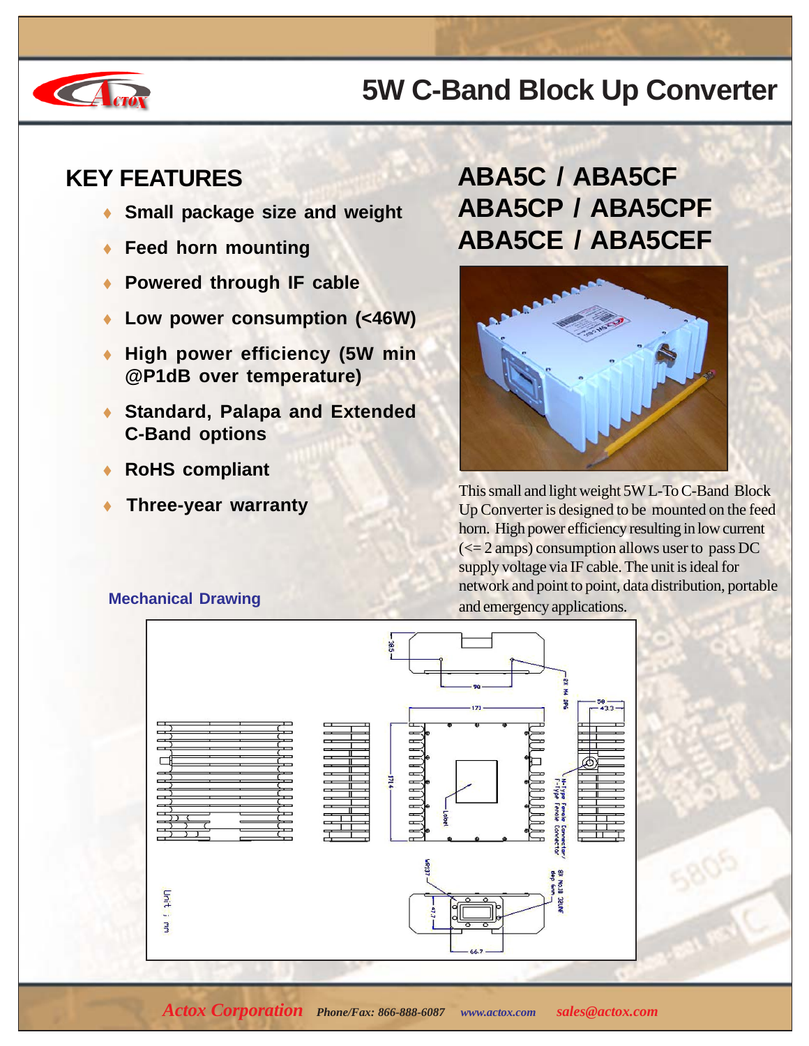# 5W C-Band Block Up Converter

## KEY FEATURES

- Small package size and weight
- Feed horn mounting
- Powered through IF cable
- Low power consumption (<46W)
- High power efficiency (5W min @P1dB over temperature)
- Standard, Palapa and Extended C-Band options
- RoHS compliant
- Three-year warranty

## ABA5C / ABA5CF
## ABA5CP / ABA5CPF
## ABA5CE / ABA5CEF

This small and light weight 5W L-To C-Band Block Up Converter is designed to be mounted on the feed horn. High power efficiency resulting in low current (<= 2 amps) consumption allows user to pass DC supply voltage via IF cable. The unit is ideal for network and point to point, data distribution, portable and emergency applications.

### Mechanical Drawing

*Actox Corporation* *Phone/Fax: 866-888-6087* *www.actox.com* *sales@actox.com*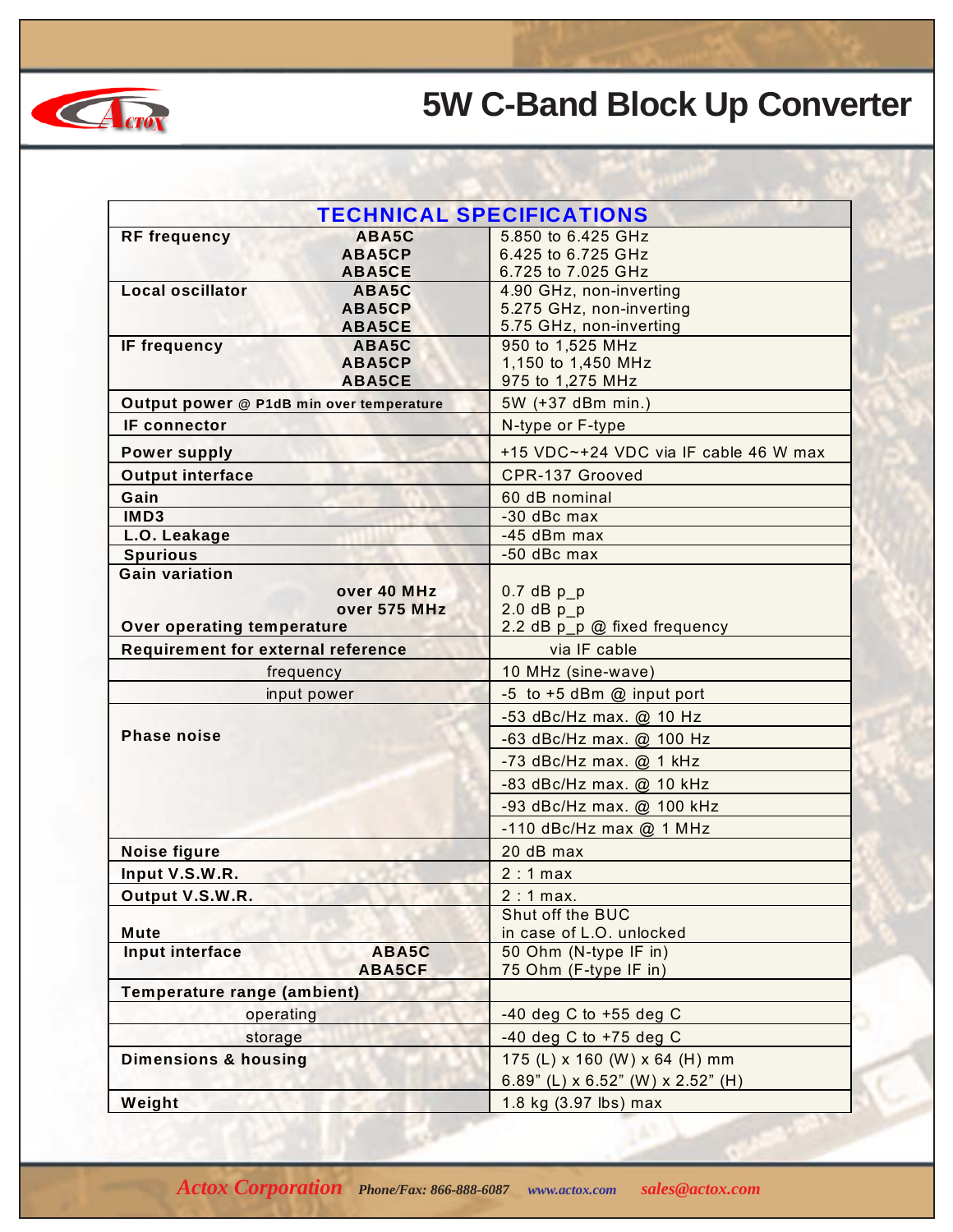# 5W C-Band Block Up Converter

| TECHNICAL SPECIFICATIONS | | |
|---|---|---|
| **RF frequency** | **ABA5C**<br>**ABA5CP**<br>**ABA5CE** | 5.850 to 6.425 GHz<br>6.425 to 6.725 GHz<br>6.725 to 7.025 GHz |
| **Local oscillator** | **ABA5C**<br>**ABA5CP**<br>**ABA5CE** | 4.90 GHz, non-inverting<br>5.275 GHz, non-inverting<br>5.75 GHz, non-inverting |
| **IF frequency** | **ABA5C**<br>**ABA5CP**<br>**ABA5CE** | 950 to 1,525 MHz<br>1,150 to 1,450 MHz<br>975 to 1,275 MHz |
| **Output power** @ **P1dB min over temperature** | | 5W (+37 dBm min.) |
| **IF connector** | | N-type or F-type |
| **Power supply** | | +15 VDC~+24 VDC via IF cable 46 W max |
| **Output interface** | | CPR-137 Grooved |
| **Gain** | | 60 dB nominal |
| **IMD3** | | -30 dBc max |
| **L.O. Leakage** | | -45 dBm max |
| **Spurious** | | -50 dBc max |
| **Gain variation** | **over 40 MHz**<br>**over 575 MHz** | 0.7 dB p_p<br>2.0 dB p_p |
| **Over operating temperature** | | 2.2 dB p_p @ fixed frequency |
| **Requirement for external reference** | | via IF cable |
| frequency | | 10 MHz (sine-wave) |
| input power | | -5 to +5 dBm @ input port |
| **Phase noise** | | -53 dBc/Hz max. @ 10 Hz |
| | | -63 dBc/Hz max. @ 100 Hz |
| | | -73 dBc/Hz max. @ 1 kHz |
| | | -83 dBc/Hz max. @ 10 kHz |
| | | -93 dBc/Hz max. @ 100 kHz |
| | | -110 dBc/Hz max @ 1 MHz |
| **Noise figure** | | 20 dB max |
| **Input V.S.W.R.** | | 2 : 1 max |
| **Output V.S.W.R.** | | 2 : 1 max. |
| **Mute** | | Shut off the BUC in case of L.O. unlocked |
| **Input interface** | **ABA5C**<br>**ABA5CF** | 50 Ohm (N-type IF in)<br>75 Ohm (F-type IF in) |
| **Temperature range (ambient)** | | |
| operating | | -40 deg C to +55 deg C |
| storage | | -40 deg C to +75 deg C |
| **Dimensions & housing** | | 175 (L) x 160 (W) x 64 (H) mm<br>6.89" (L) x 6.52" (W) x 2.52" (H) |
| **Weight** | | 1.8 kg (3.97 lbs) max |

*Actox Corporation* *Phone/Fax: 866-888-6087* *www.actox.com* *sales@actox.com*